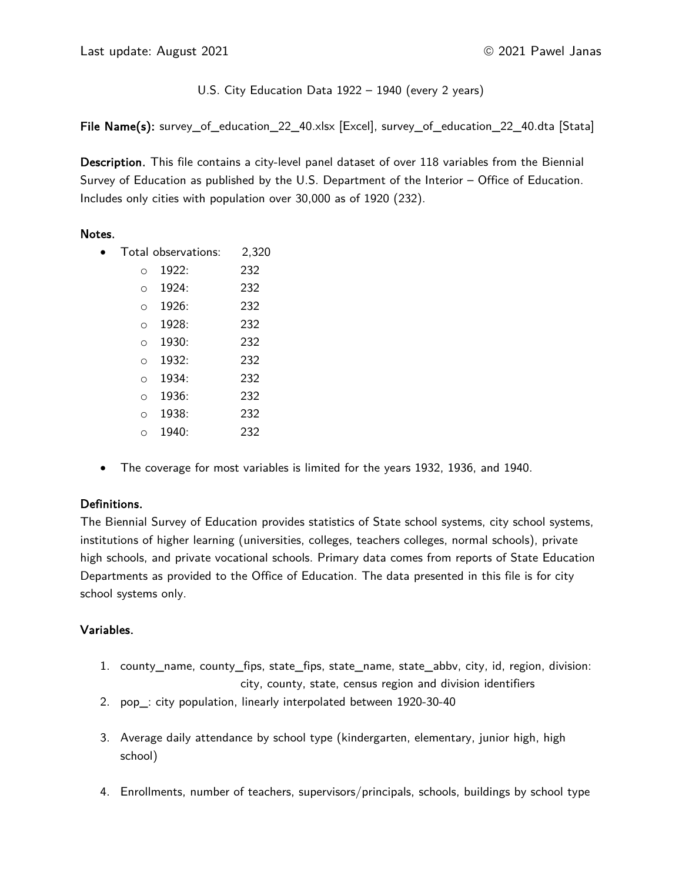Last update: August 2021 © 2021 Pawel Janas

U.S. City Education Data 1922 – 1940 (every 2 years)

**File Name(s):** survey_of_education_22_40.xlsx [Excel], survey_of_education_22_40.dta [Stata]

**Description.** This file contains a city-level panel dataset of over 118 variables from the Biennial Survey of Education as published by the U.S. Department of the Interior – Office of Education. Includes only cities with population over 30,000 as of 1920 (232).

**Notes.**

- Total observations: 2,320
  - 1922: 232
  - 1924: 232
  - 1926: 232
  - 1928: 232
  - 1930: 232
  - 1932: 232
  - 1934: 232
  - 1936: 232
  - 1938: 232
  - 1940: 232

- The coverage for most variables is limited for the years 1932, 1936, and 1940.

**Definitions.**

The Biennial Survey of Education provides statistics of State school systems, city school systems, institutions of higher learning (universities, colleges, teachers colleges, normal schools), private high schools, and private vocational schools. Primary data comes from reports of State Education Departments as provided to the Office of Education. The data presented in this file is for city school systems only.

**Variables.**

1. county_name, county_fips, state_fips, state_name, state_abbv, city, id, region, division: city, county, state, census region and division identifiers
2. pop_: city population, linearly interpolated between 1920-30-40
3. Average daily attendance by school type (kindergarten, elementary, junior high, high school)
4. Enrollments, number of teachers, supervisors/principals, schools, buildings by school type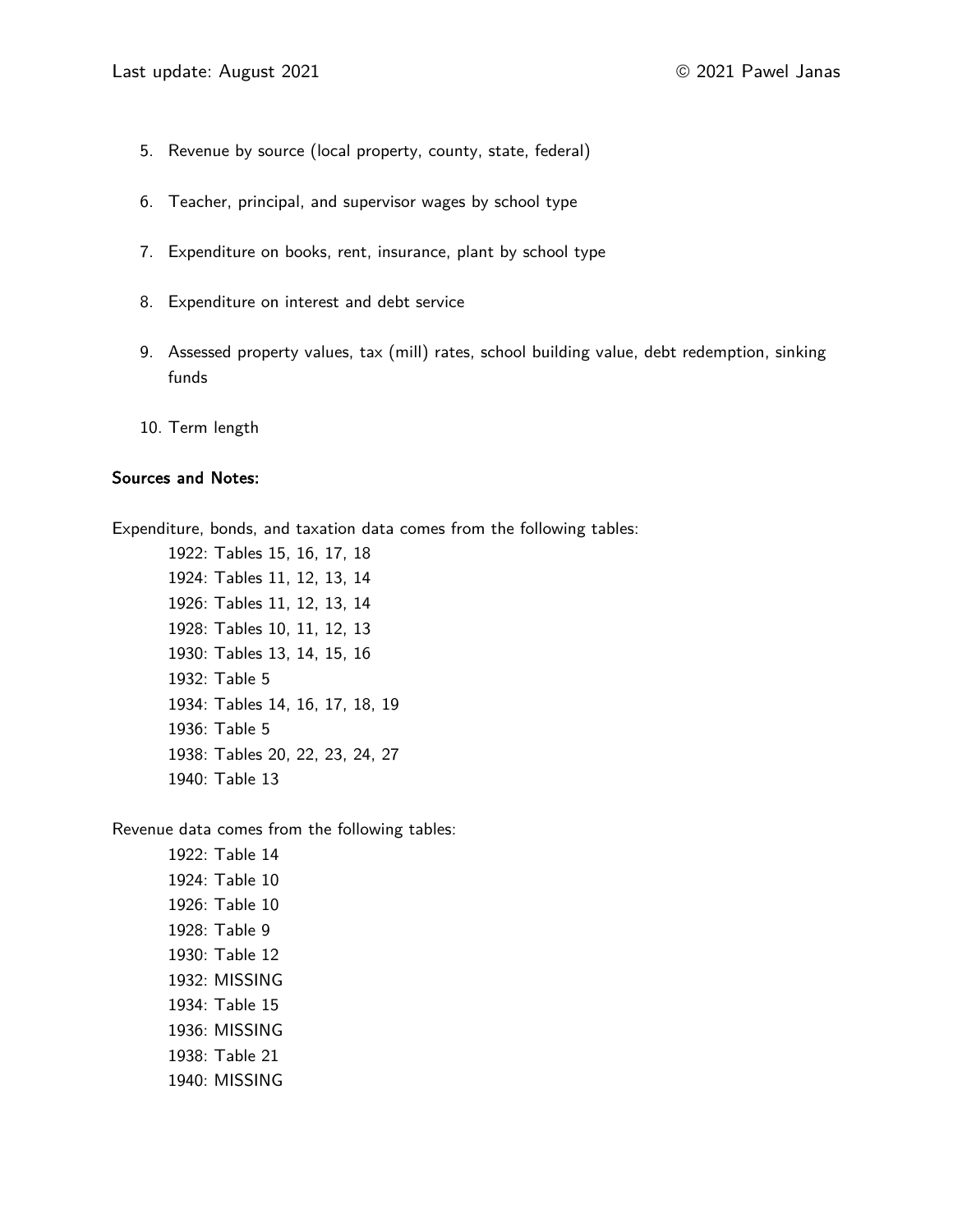5. Revenue by source (local property, county, state, federal)

6. Teacher, principal, and supervisor wages by school type

7. Expenditure on books, rent, insurance, plant by school type

8. Expenditure on interest and debt service

9. Assessed property values, tax (mill) rates, school building value, debt redemption, sinking funds

10. Term length

**Sources and Notes:**

Expenditure, bonds, and taxation data comes from the following tables:

1922: Tables 15, 16, 17, 18
1924: Tables 11, 12, 13, 14
1926: Tables 11, 12, 13, 14
1928: Tables 10, 11, 12, 13
1930: Tables 13, 14, 15, 16
1932: Table 5
1934: Tables 14, 16, 17, 18, 19
1936: Table 5
1938: Tables 20, 22, 23, 24, 27
1940: Table 13

Revenue data comes from the following tables:

1922: Table 14
1924: Table 10
1926: Table 10
1928: Table 9
1930: Table 12
1932: MISSING
1934: Table 15
1936: MISSING
1938: Table 21
1940: MISSING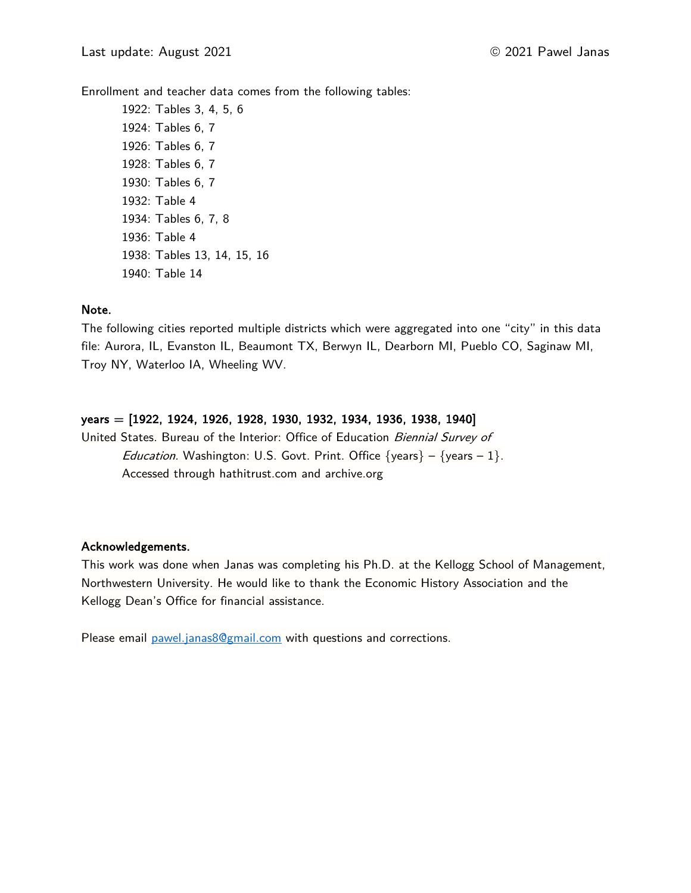Last update: August 2021 © 2021 Pawel Janas

Enrollment and teacher data comes from the following tables:

- 1922: Tables 3, 4, 5, 6
- 1924: Tables 6, 7
- 1926: Tables 6, 7
- 1928: Tables 6, 7
- 1930: Tables 6, 7
- 1932: Table 4
- 1934: Tables 6, 7, 8
- 1936: Table 4
- 1938: Tables 13, 14, 15, 16
- 1940: Table 14

**Note.**

The following cities reported multiple districts which were aggregated into one "city" in this data file: Aurora, IL, Evanston IL, Beaumont TX, Berwyn IL, Dearborn MI, Pueblo CO, Saginaw MI, Troy NY, Waterloo IA, Wheeling WV.

**years = [1922, 1924, 1926, 1928, 1930, 1932, 1934, 1936, 1938, 1940]**

United States. Bureau of the Interior: Office of Education *Biennial Survey of Education.* Washington: U.S. Govt. Print. Office {years} – {years – 1}. Accessed through hathitrust.com and archive.org

**Acknowledgements.**

This work was done when Janas was completing his Ph.D. at the Kellogg School of Management, Northwestern University. He would like to thank the Economic History Association and the Kellogg Dean's Office for financial assistance.

Please email pawel.janas8@gmail.com with questions and corrections.